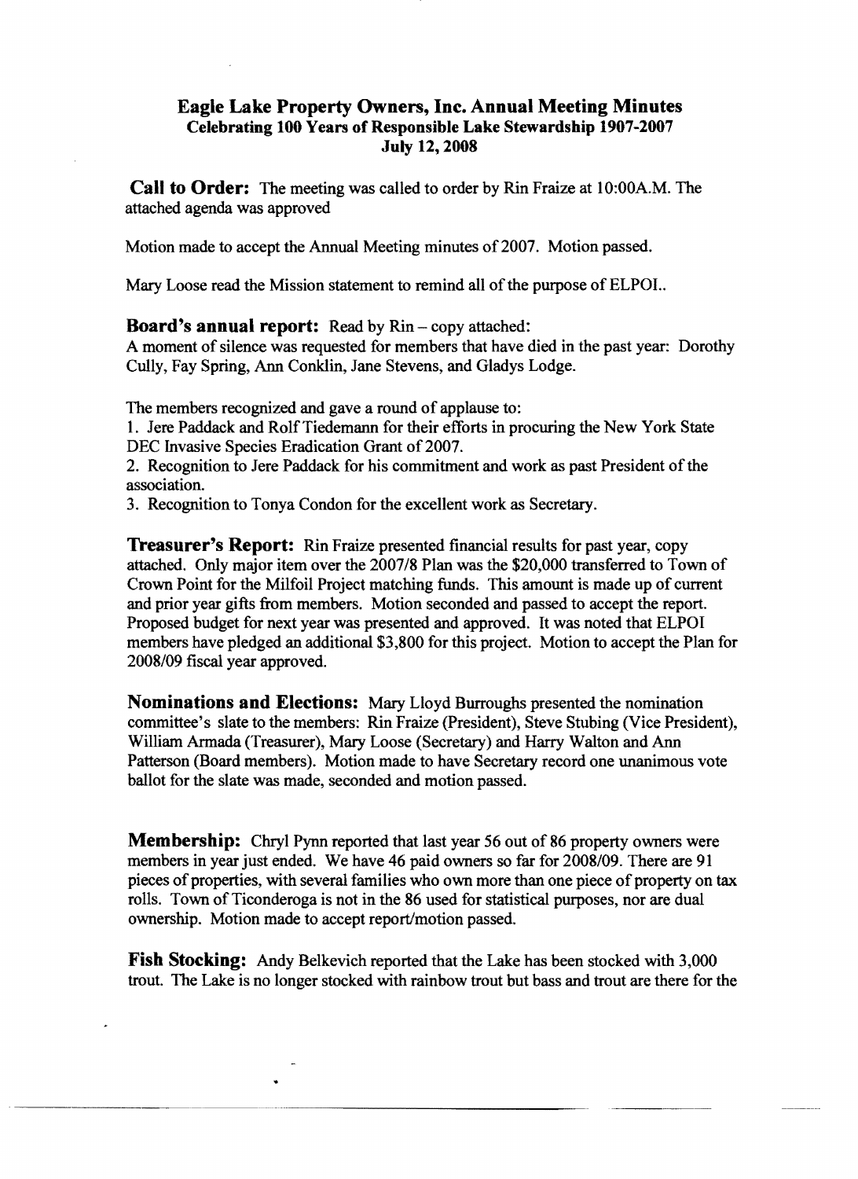# Eagle Lake Property Owners, Inc. Annual Meeting Minutes

## Celebrating 100 Years of Responsible Lake Stewardship 1907-2007

## July 12, 2008

**Call to Order:** The meeting was called to order by Rin Fraize at 10:00A.M. The attached agenda was approved

Motion made to accept the Annual Meeting minutes of 2007. Motion passed.

Mary Loose read the Mission statement to remind all of the purpose of ELPOI..

**Board's annual report:** Read by Rin – copy attached:
A moment of silence was requested for members that have died in the past year: Dorothy Cully, Fay Spring, Ann Conklin, Jane Stevens, and Gladys Lodge.

The members recognized and gave a round of applause to:

1. Jere Paddack and Rolf Tiedemann for their efforts in procuring the New York State DEC Invasive Species Eradication Grant of 2007.
2. Recognition to Jere Paddack for his commitment and work as past President of the association.
3. Recognition to Tonya Condon for the excellent work as Secretary.

**Treasurer's Report:** Rin Fraize presented financial results for past year, copy attached. Only major item over the 2007/8 Plan was the $20,000 transferred to Town of Crown Point for the Milfoil Project matching funds. This amount is made up of current and prior year gifts from members. Motion seconded and passed to accept the report. Proposed budget for next year was presented and approved. It was noted that ELPOI members have pledged an additional $3,800 for this project. Motion to accept the Plan for 2008/09 fiscal year approved.

**Nominations and Elections:** Mary Lloyd Burroughs presented the nomination committee's slate to the members: Rin Fraize (President), Steve Stubing (Vice President), William Armada (Treasurer), Mary Loose (Secretary) and Harry Walton and Ann Patterson (Board members). Motion made to have Secretary record one unanimous vote ballot for the slate was made, seconded and motion passed.

**Membership:** Chryl Pynn reported that last year 56 out of 86 property owners were members in year just ended. We have 46 paid owners so far for 2008/09. There are 91 pieces of properties, with several families who own more than one piece of property on tax rolls. Town of Ticonderoga is not in the 86 used for statistical purposes, nor are dual ownership. Motion made to accept report/motion passed.

**Fish Stocking:** Andy Belkevich reported that the Lake has been stocked with 3,000 trout. The Lake is no longer stocked with rainbow trout but bass and trout are there for the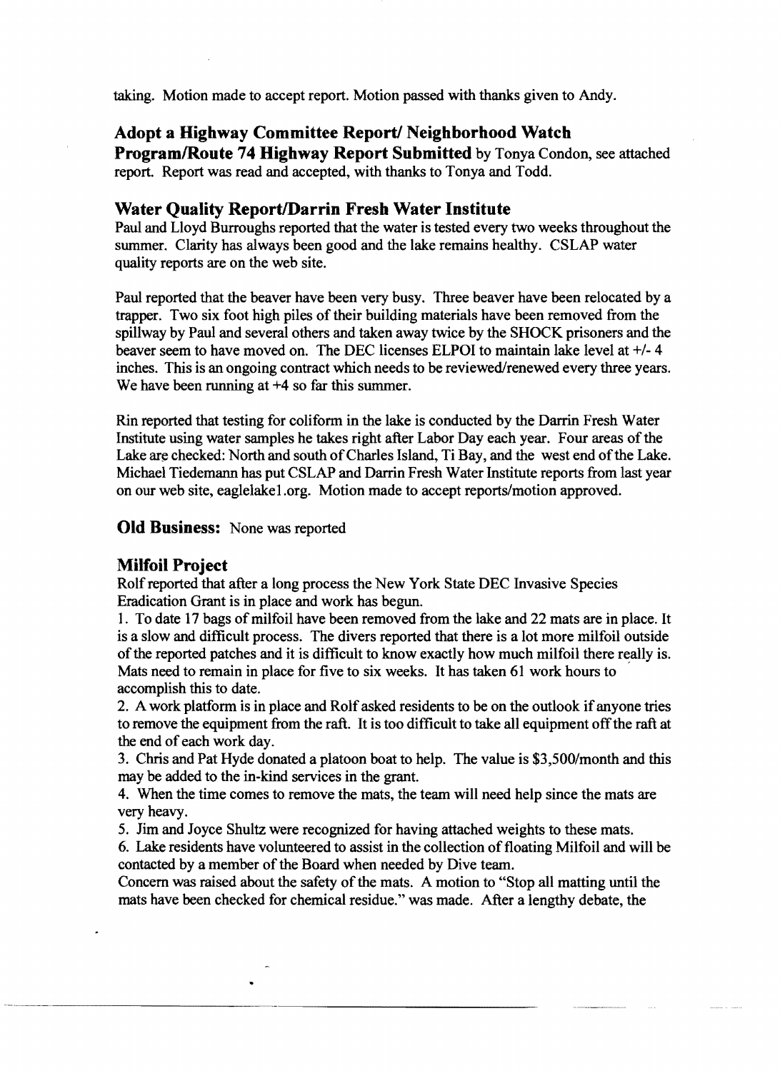taking. Motion made to accept report. Motion passed with thanks given to Andy.

## Adopt a Highway Committee Report/ Neighborhood Watch Program/Route 74 Highway Report Submitted

**Adopt a Highway Committee Report/ Neighborhood Watch Program/Route 74 Highway Report Submitted** by Tonya Condon, see attached report. Report was read and accepted, with thanks to Tonya and Todd.

## Water Quality Report/Darrin Fresh Water Institute

Paul and Lloyd Burroughs reported that the water is tested every two weeks throughout the summer. Clarity has always been good and the lake remains healthy. CSLAP water quality reports are on the web site.

Paul reported that the beaver have been very busy. Three beaver have been relocated by a trapper. Two six foot high piles of their building materials have been removed from the spillway by Paul and several others and taken away twice by the SHOCK prisoners and the beaver seem to have moved on. The DEC licenses ELPOI to maintain lake level at +/- 4 inches. This is an ongoing contract which needs to be reviewed/renewed every three years. We have been running at +4 so far this summer.

Rin reported that testing for coliform in the lake is conducted by the Darrin Fresh Water Institute using water samples he takes right after Labor Day each year. Four areas of the Lake are checked: North and south of Charles Island, Ti Bay, and the west end of the Lake. Michael Tiedemann has put CSLAP and Darrin Fresh Water Institute reports from last year on our web site, eaglelake1.org. Motion made to accept reports/motion approved.

## Old Business:

**Old Business:** None was reported

## Milfoil Project

Rolf reported that after a long process the New York State DEC Invasive Species Eradication Grant is in place and work has begun.

1. To date 17 bags of milfoil have been removed from the lake and 22 mats are in place. It is a slow and difficult process. The divers reported that there is a lot more milfoil outside of the reported patches and it is difficult to know exactly how much milfoil there really is. Mats need to remain in place for five to six weeks. It has taken 61 work hours to accomplish this to date.
2. A work platform is in place and Rolf asked residents to be on the outlook if anyone tries to remove the equipment from the raft. It is too difficult to take all equipment off the raft at the end of each work day.
3. Chris and Pat Hyde donated a platoon boat to help. The value is $3,500/month and this may be added to the in-kind services in the grant.
4. When the time comes to remove the mats, the team will need help since the mats are very heavy.
5. Jim and Joyce Shultz were recognized for having attached weights to these mats.
6. Lake residents have volunteered to assist in the collection of floating Milfoil and will be contacted by a member of the Board when needed by Dive team.

Concern was raised about the safety of the mats. A motion to "Stop all matting until the mats have been checked for chemical residue." was made. After a lengthy debate, the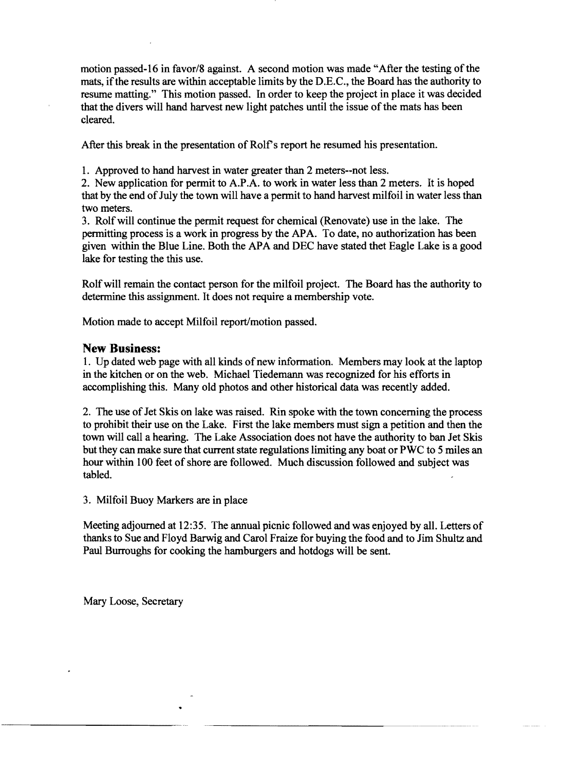motion passed-16 in favor/8 against. A second motion was made "After the testing of the mats, if the results are within acceptable limits by the D.E.C., the Board has the authority to resume matting." This motion passed. In order to keep the project in place it was decided that the divers will hand harvest new light patches until the issue of the mats has been cleared.

After this break in the presentation of Rolf's report he resumed his presentation.

1. Approved to hand harvest in water greater than 2 meters--not less.
2. New application for permit to A.P.A. to work in water less than 2 meters. It is hoped that by the end of July the town will have a permit to hand harvest milfoil in water less than two meters.
3. Rolf will continue the permit request for chemical (Renovate) use in the lake. The permitting process is a work in progress by the APA. To date, no authorization has been given within the Blue Line. Both the APA and DEC have stated thet Eagle Lake is a good lake for testing the this use.

Rolf will remain the contact person for the milfoil project. The Board has the authority to determine this assignment. It does not require a membership vote.

Motion made to accept Milfoil report/motion passed.

## New Business:

1. Up dated web page with all kinds of new information. Members may look at the laptop in the kitchen or on the web. Michael Tiedemann was recognized for his efforts in accomplishing this. Many old photos and other historical data was recently added.

2. The use of Jet Skis on lake was raised. Rin spoke with the town concerning the process to prohibit their use on the Lake. First the lake members must sign a petition and then the town will call a hearing. The Lake Association does not have the authority to ban Jet Skis but they can make sure that current state regulations limiting any boat or PWC to 5 miles an hour within 100 feet of shore are followed. Much discussion followed and subject was tabled.

3. Milfoil Buoy Markers are in place

Meeting adjourned at 12:35. The annual picnic followed and was enjoyed by all. Letters of thanks to Sue and Floyd Barwig and Carol Fraize for buying the food and to Jim Shultz and Paul Burroughs for cooking the hamburgers and hotdogs will be sent.

Mary Loose, Secretary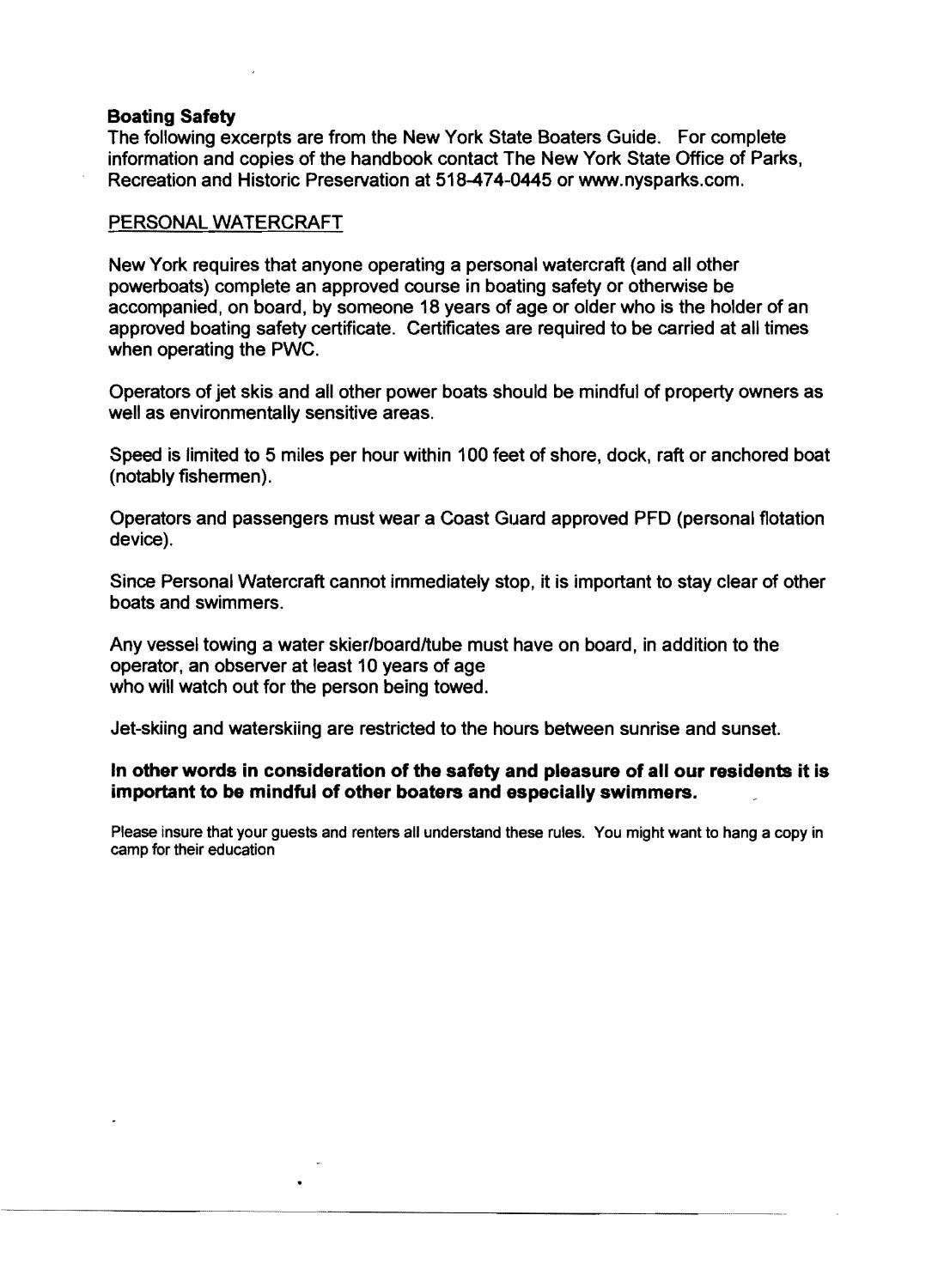## Boating Safety

The following excerpts are from the New York State Boaters Guide. For complete information and copies of the handbook contact The New York State Office of Parks, Recreation and Historic Preservation at 518-474-0445 or www.nysparks.com.

PERSONAL WATERCRAFT

New York requires that anyone operating a personal watercraft (and all other powerboats) complete an approved course in boating safety or otherwise be accompanied, on board, by someone 18 years of age or older who is the holder of an approved boating safety certificate. Certificates are required to be carried at all times when operating the PWC.

Operators of jet skis and all other power boats should be mindful of property owners as well as environmentally sensitive areas.

Speed is limited to 5 miles per hour within 100 feet of shore, dock, raft or anchored boat (notably fishermen).

Operators and passengers must wear a Coast Guard approved PFD (personal flotation device).

Since Personal Watercraft cannot immediately stop, it is important to stay clear of other boats and swimmers.

Any vessel towing a water skier/board/tube must have on board, in addition to the operator, an observer at least 10 years of age
who will watch out for the person being towed.

Jet-skiing and waterskiing are restricted to the hours between sunrise and sunset.

**In other words in consideration of the safety and pleasure of all our residents it is important to be mindful of other boaters and especially swimmers.**

Please insure that your guests and renters all understand these rules. You might want to hang a copy in camp for their education